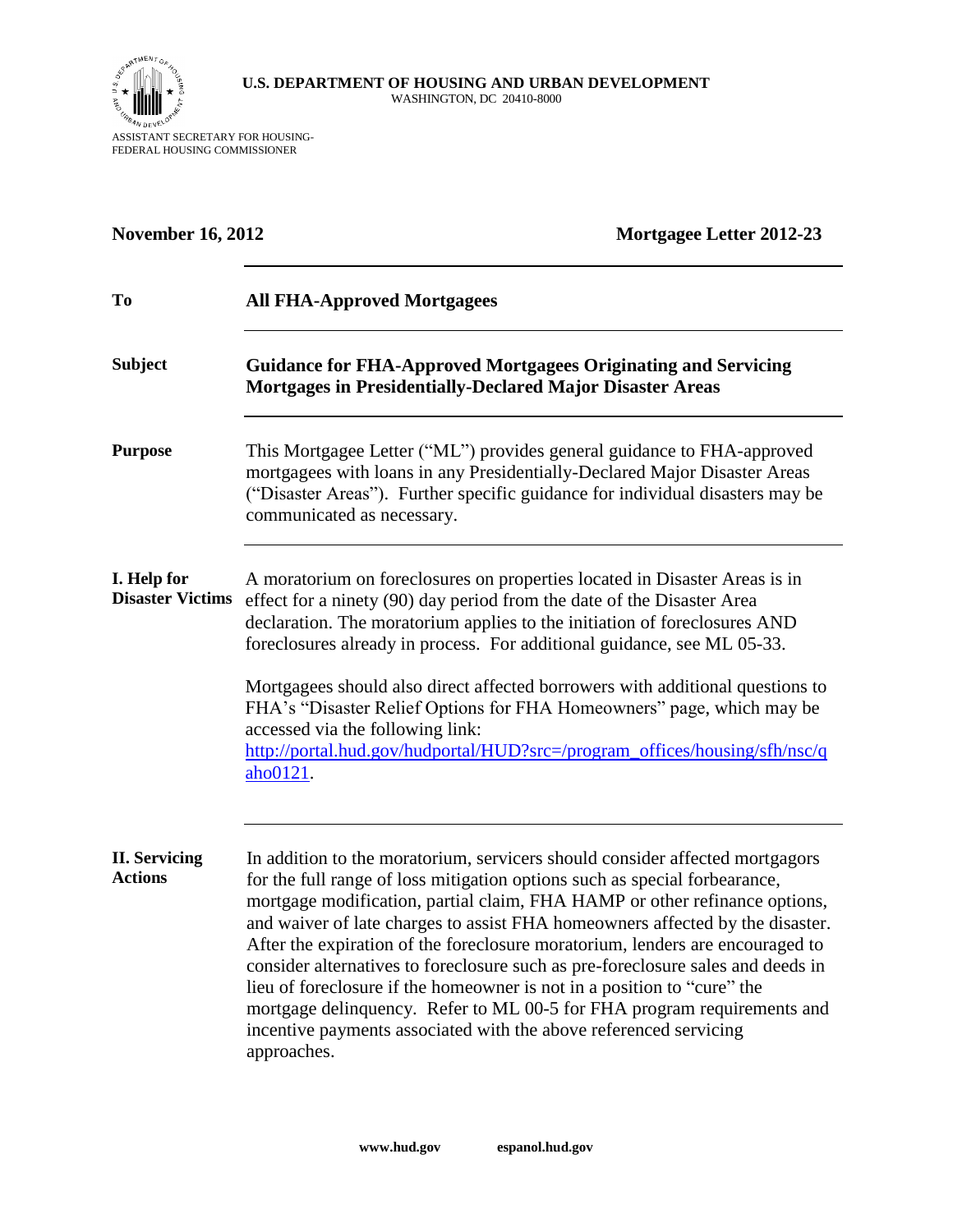**U.S. DEPARTMENT OF HOUSING AND URBAN DEVELOPMENT**
WASHINGTON, DC 20410-8000

ASSISTANT SECRETARY FOR HOUSING-
FEDERAL HOUSING COMMISSIONER

**November 16, 2012** **Mortgagee Letter 2012-23**

---

**To** **All FHA-Approved Mortgagees**

---

**Subject** **Guidance for FHA-Approved Mortgagees Originating and Servicing Mortgages in Presidentially-Declared Major Disaster Areas**

---

**Purpose** This Mortgagee Letter ("ML") provides general guidance to FHA-approved mortgagees with loans in any Presidentially-Declared Major Disaster Areas ("Disaster Areas"). Further specific guidance for individual disasters may be communicated as necessary.

---

**I. Help for Disaster Victims** A moratorium on foreclosures on properties located in Disaster Areas is in effect for a ninety (90) day period from the date of the Disaster Area declaration. The moratorium applies to the initiation of foreclosures AND foreclosures already in process. For additional guidance, see ML 05-33.

Mortgagees should also direct affected borrowers with additional questions to FHA's "Disaster Relief Options for FHA Homeowners" page, which may be accessed via the following link:
http://portal.hud.gov/hudportal/HUD?src=/program_offices/housing/sfh/nsc/qaho0121.

---

**II. Servicing Actions** In addition to the moratorium, servicers should consider affected mortgagors for the full range of loss mitigation options such as special forbearance, mortgage modification, partial claim, FHA HAMP or other refinance options, and waiver of late charges to assist FHA homeowners affected by the disaster. After the expiration of the foreclosure moratorium, lenders are encouraged to consider alternatives to foreclosure such as pre-foreclosure sales and deeds in lieu of foreclosure if the homeowner is not in a position to "cure" the mortgage delinquency. Refer to ML 00-5 for FHA program requirements and incentive payments associated with the above referenced servicing approaches.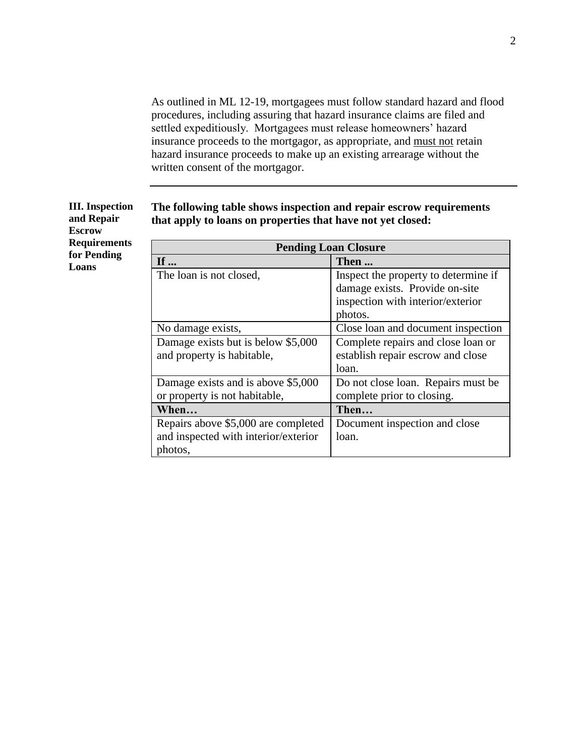As outlined in ML 12-19, mortgagees must follow standard hazard and flood procedures, including assuring that hazard insurance claims are filed and settled expeditiously. Mortgagees must release homeowners' hazard insurance proceeds to the mortgagor, as appropriate, and must not retain hazard insurance proceeds to make up an existing arrearage without the written consent of the mortgagor.

---

### III. Inspection and Repair Escrow Requirements for Pending Loans

**The following table shows inspection and repair escrow requirements that apply to loans on properties that have not yet closed:**

| Pending Loan Closure | |
|---|---|
| **If ...** | **Then ...** |
| The loan is not closed, | Inspect the property to determine if damage exists. Provide on-site inspection with interior/exterior photos. |
| No damage exists, | Close loan and document inspection |
| Damage exists but is below $5,000 and property is habitable, | Complete repairs and close loan or establish repair escrow and close loan. |
| Damage exists and is above $5,000 or property is not habitable, | Do not close loan. Repairs must be complete prior to closing. |
| **When…** | **Then…** |
| Repairs above $5,000 are completed and inspected with interior/exterior photos, | Document inspection and close loan. |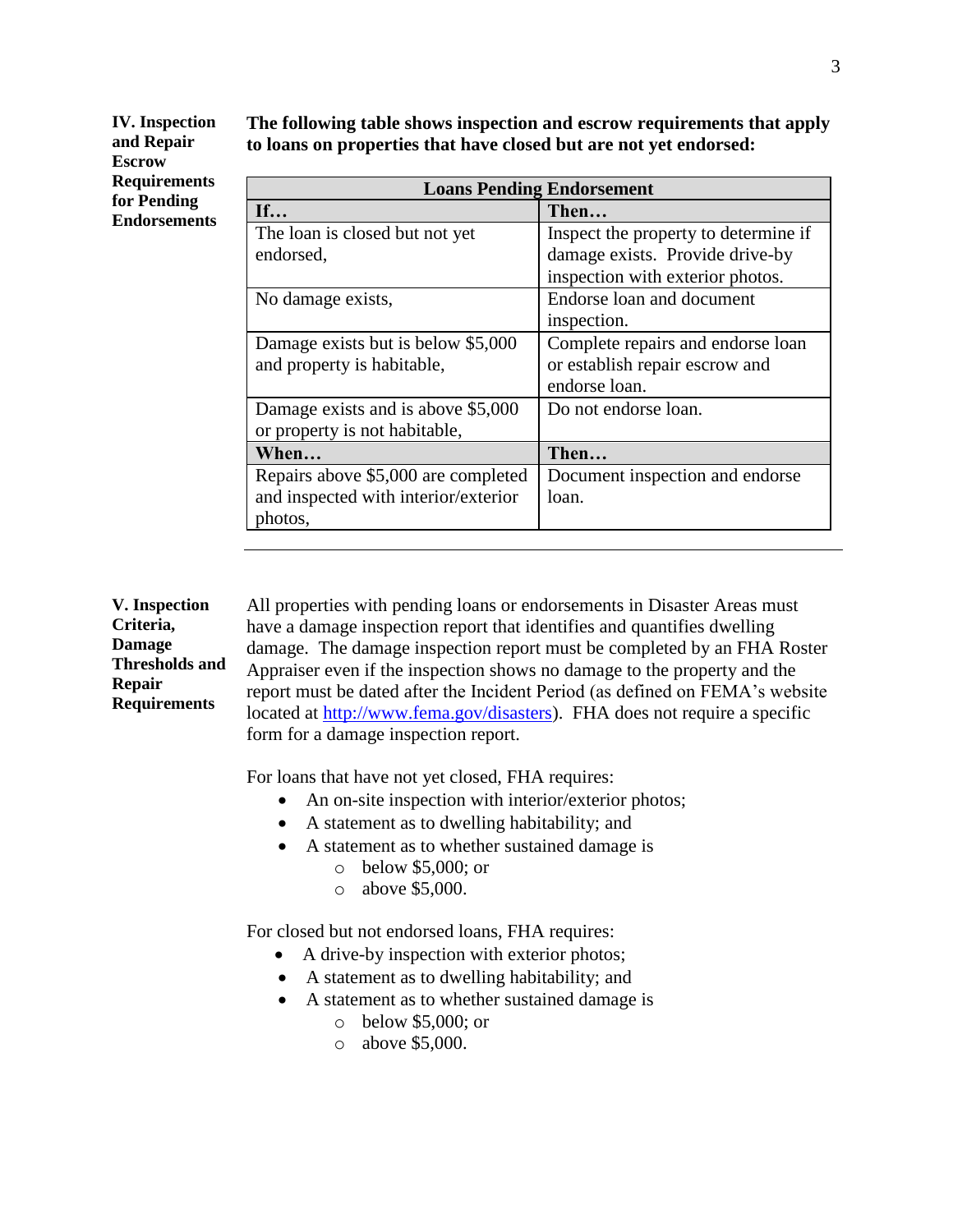## IV. Inspection and Repair Escrow Requirements for Pending Endorsements

**The following table shows inspection and escrow requirements that apply to loans on properties that have closed but are not yet endorsed:**

| Loans Pending Endorsement | |
|---|---|
| **If…** | **Then…** |
| The loan is closed but not yet endorsed, | Inspect the property to determine if damage exists. Provide drive-by inspection with exterior photos. |
| No damage exists, | Endorse loan and document inspection. |
| Damage exists but is below $5,000 and property is habitable, | Complete repairs and endorse loan or establish repair escrow and endorse loan. |
| Damage exists and is above $5,000 or property is not habitable, | Do not endorse loan. |
| **When…** | **Then…** |
| Repairs above $5,000 are completed and inspected with interior/exterior photos, | Document inspection and endorse loan. |

## V. Inspection Criteria, Damage Thresholds and Repair Requirements

All properties with pending loans or endorsements in Disaster Areas must have a damage inspection report that identifies and quantifies dwelling damage. The damage inspection report must be completed by an FHA Roster Appraiser even if the inspection shows no damage to the property and the report must be dated after the Incident Period (as defined on FEMA's website located at http://www.fema.gov/disasters). FHA does not require a specific form for a damage inspection report.

For loans that have not yet closed, FHA requires:

- An on-site inspection with interior/exterior photos;
- A statement as to dwelling habitability; and
- A statement as to whether sustained damage is
  - below $5,000; or
  - above $5,000.

For closed but not endorsed loans, FHA requires:

- A drive-by inspection with exterior photos;
- A statement as to dwelling habitability; and
- A statement as to whether sustained damage is
  - below $5,000; or
  - above $5,000.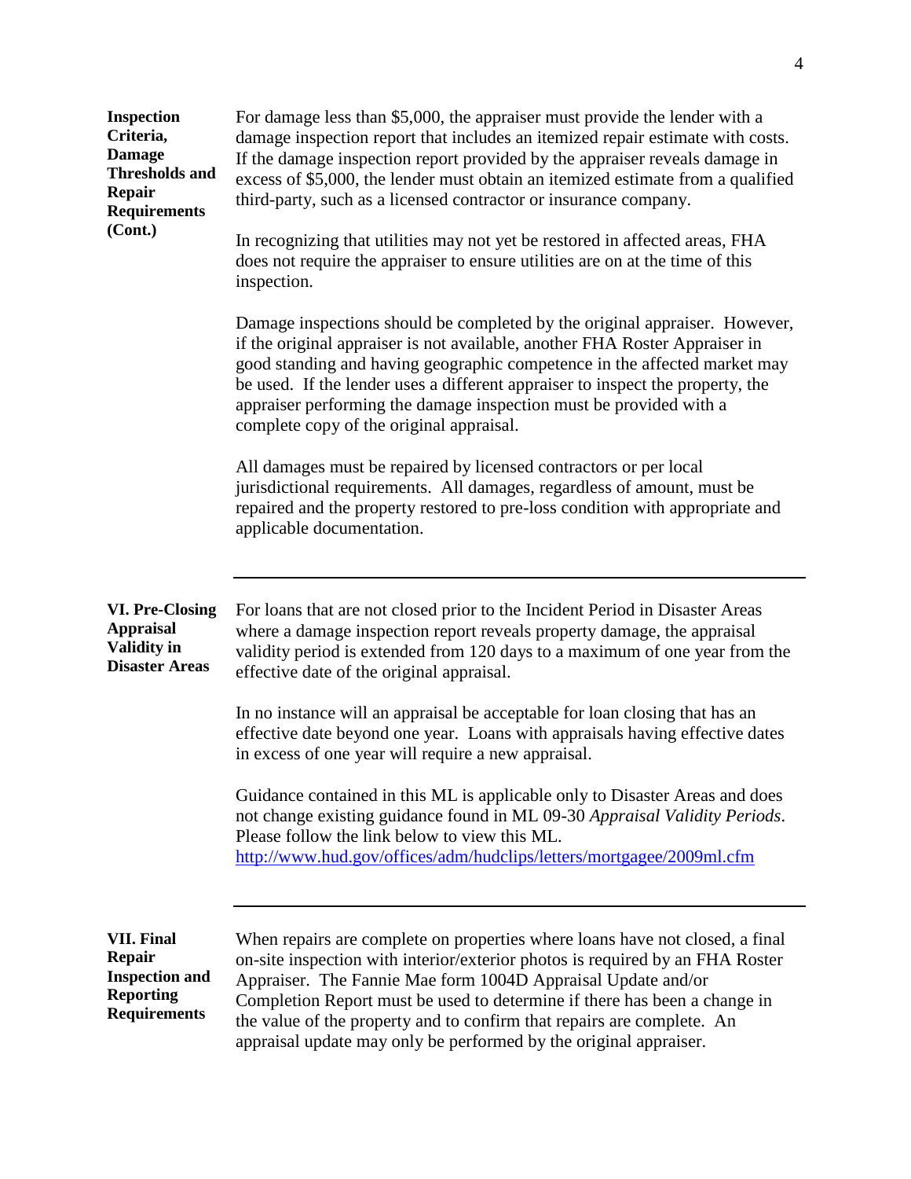**Inspection Criteria, Damage Thresholds and Repair Requirements (Cont.)**

For damage less than $5,000, the appraiser must provide the lender with a damage inspection report that includes an itemized repair estimate with costs. If the damage inspection report provided by the appraiser reveals damage in excess of $5,000, the lender must obtain an itemized estimate from a qualified third-party, such as a licensed contractor or insurance company.

In recognizing that utilities may not yet be restored in affected areas, FHA does not require the appraiser to ensure utilities are on at the time of this inspection.

Damage inspections should be completed by the original appraiser. However, if the original appraiser is not available, another FHA Roster Appraiser in good standing and having geographic competence in the affected market may be used. If the lender uses a different appraiser to inspect the property, the appraiser performing the damage inspection must be provided with a complete copy of the original appraisal.

All damages must be repaired by licensed contractors or per local jurisdictional requirements. All damages, regardless of amount, must be repaired and the property restored to pre-loss condition with appropriate and applicable documentation.

---

## VI. Pre-Closing Appraisal Validity in Disaster Areas

For loans that are not closed prior to the Incident Period in Disaster Areas where a damage inspection report reveals property damage, the appraisal validity period is extended from 120 days to a maximum of one year from the effective date of the original appraisal.

In no instance will an appraisal be acceptable for loan closing that has an effective date beyond one year. Loans with appraisals having effective dates in excess of one year will require a new appraisal.

Guidance contained in this ML is applicable only to Disaster Areas and does not change existing guidance found in ML 09-30 *Appraisal Validity Periods*. Please follow the link below to view this ML.
http://www.hud.gov/offices/adm/hudclips/letters/mortgagee/2009ml.cfm

---

## VII. Final Repair Inspection and Reporting Requirements

When repairs are complete on properties where loans have not closed, a final on-site inspection with interior/exterior photos is required by an FHA Roster Appraiser. The Fannie Mae form 1004D Appraisal Update and/or Completion Report must be used to determine if there has been a change in the value of the property and to confirm that repairs are complete. An appraisal update may only be performed by the original appraiser.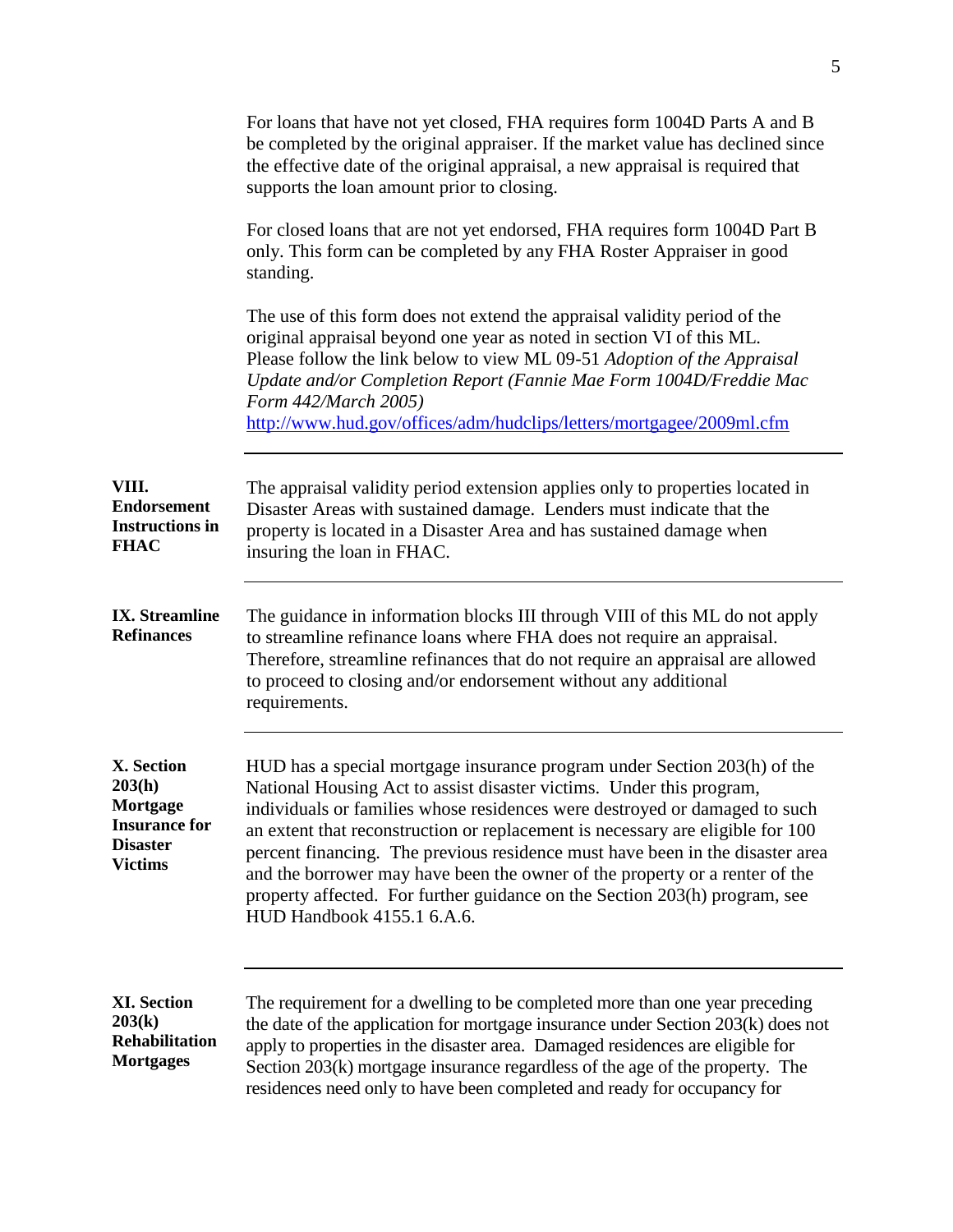For loans that have not yet closed, FHA requires form 1004D Parts A and B be completed by the original appraiser. If the market value has declined since the effective date of the original appraisal, a new appraisal is required that supports the loan amount prior to closing.

For closed loans that are not yet endorsed, FHA requires form 1004D Part B only. This form can be completed by any FHA Roster Appraiser in good standing.

The use of this form does not extend the appraisal validity period of the original appraisal beyond one year as noted in section VI of this ML. Please follow the link below to view ML 09-51 *Adoption of the Appraisal Update and/or Completion Report (Fannie Mae Form 1004D/Freddie Mac Form 442/March 2005)*
http://www.hud.gov/offices/adm/hudclips/letters/mortgagee/2009ml.cfm

---

**VIII. Endorsement Instructions in FHAC**

The appraisal validity period extension applies only to properties located in Disaster Areas with sustained damage. Lenders must indicate that the property is located in a Disaster Area and has sustained damage when insuring the loan in FHAC.

---

**IX. Streamline Refinances**

The guidance in information blocks III through VIII of this ML do not apply to streamline refinance loans where FHA does not require an appraisal. Therefore, streamline refinances that do not require an appraisal are allowed to proceed to closing and/or endorsement without any additional requirements.

---

**X. Section 203(h) Mortgage Insurance for Disaster Victims**

HUD has a special mortgage insurance program under Section 203(h) of the National Housing Act to assist disaster victims. Under this program, individuals or families whose residences were destroyed or damaged to such an extent that reconstruction or replacement is necessary are eligible for 100 percent financing. The previous residence must have been in the disaster area and the borrower may have been the owner of the property or a renter of the property affected. For further guidance on the Section 203(h) program, see HUD Handbook 4155.1 6.A.6.

---

**XI. Section 203(k) Rehabilitation Mortgages**

The requirement for a dwelling to be completed more than one year preceding the date of the application for mortgage insurance under Section 203(k) does not apply to properties in the disaster area. Damaged residences are eligible for Section 203(k) mortgage insurance regardless of the age of the property. The residences need only to have been completed and ready for occupancy for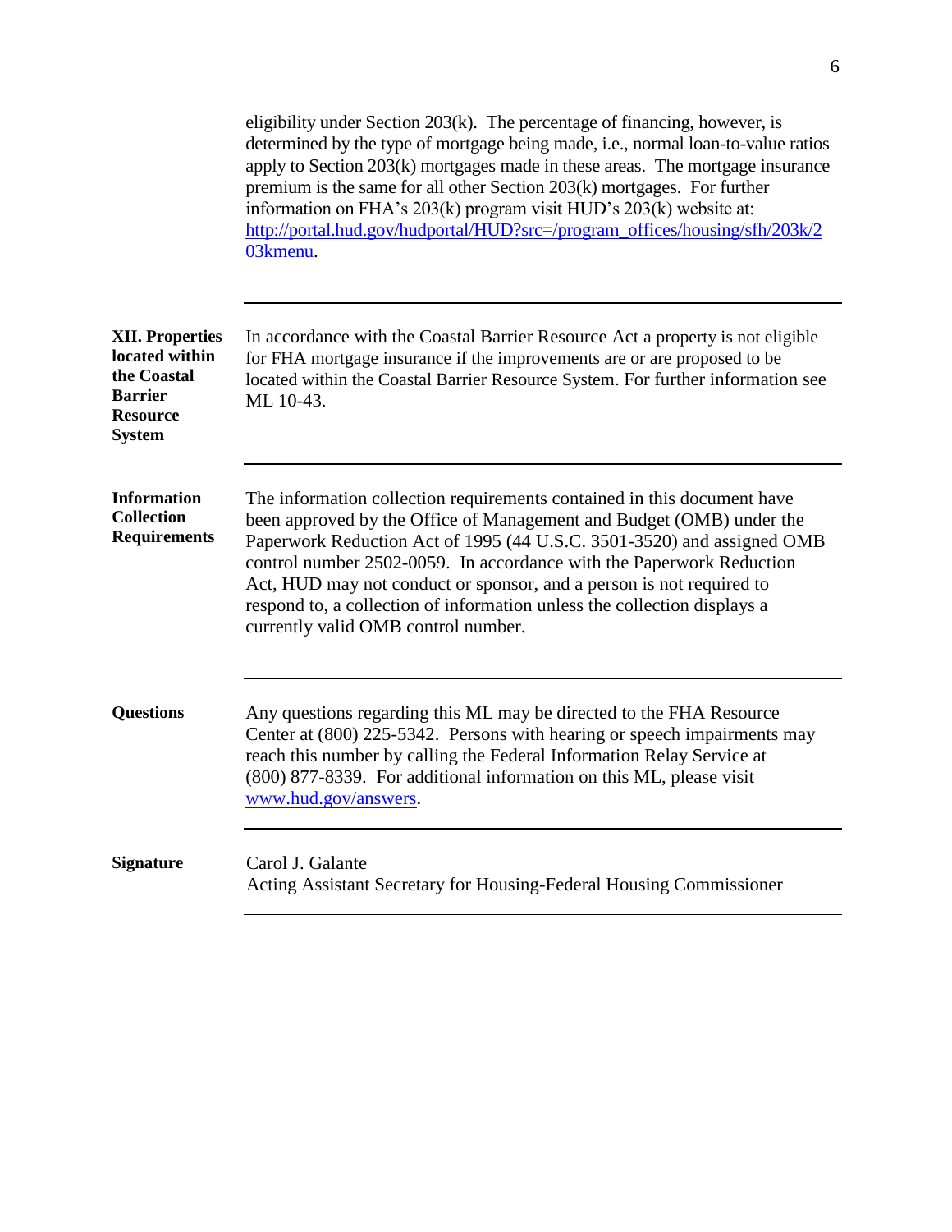eligibility under Section 203(k). The percentage of financing, however, is determined by the type of mortgage being made, i.e., normal loan-to-value ratios apply to Section 203(k) mortgages made in these areas. The mortgage insurance premium is the same for all other Section 203(k) mortgages. For further information on FHA's 203(k) program visit HUD's 203(k) website at: [http://portal.hud.gov/hudportal/HUD?src=/program_offices/housing/sfh/203k/203kmenu](http://portal.hud.gov/hudportal/HUD?src=/program_offices/housing/sfh/203k/203kmenu).

---

**XII. Properties located within the Coastal Barrier Resource System**

In accordance with the Coastal Barrier Resource Act a property is not eligible for FHA mortgage insurance if the improvements are or are proposed to be located within the Coastal Barrier Resource System. For further information see ML 10-43.

---

**Information Collection Requirements**

The information collection requirements contained in this document have been approved by the Office of Management and Budget (OMB) under the Paperwork Reduction Act of 1995 (44 U.S.C. 3501-3520) and assigned OMB control number 2502-0059. In accordance with the Paperwork Reduction Act, HUD may not conduct or sponsor, and a person is not required to respond to, a collection of information unless the collection displays a currently valid OMB control number.

---

**Questions**

Any questions regarding this ML may be directed to the FHA Resource Center at (800) 225-5342. Persons with hearing or speech impairments may reach this number by calling the Federal Information Relay Service at (800) 877-8339. For additional information on this ML, please visit [www.hud.gov/answers](www.hud.gov/answers).

---

**Signature**

Carol J. Galante
Acting Assistant Secretary for Housing-Federal Housing Commissioner

---